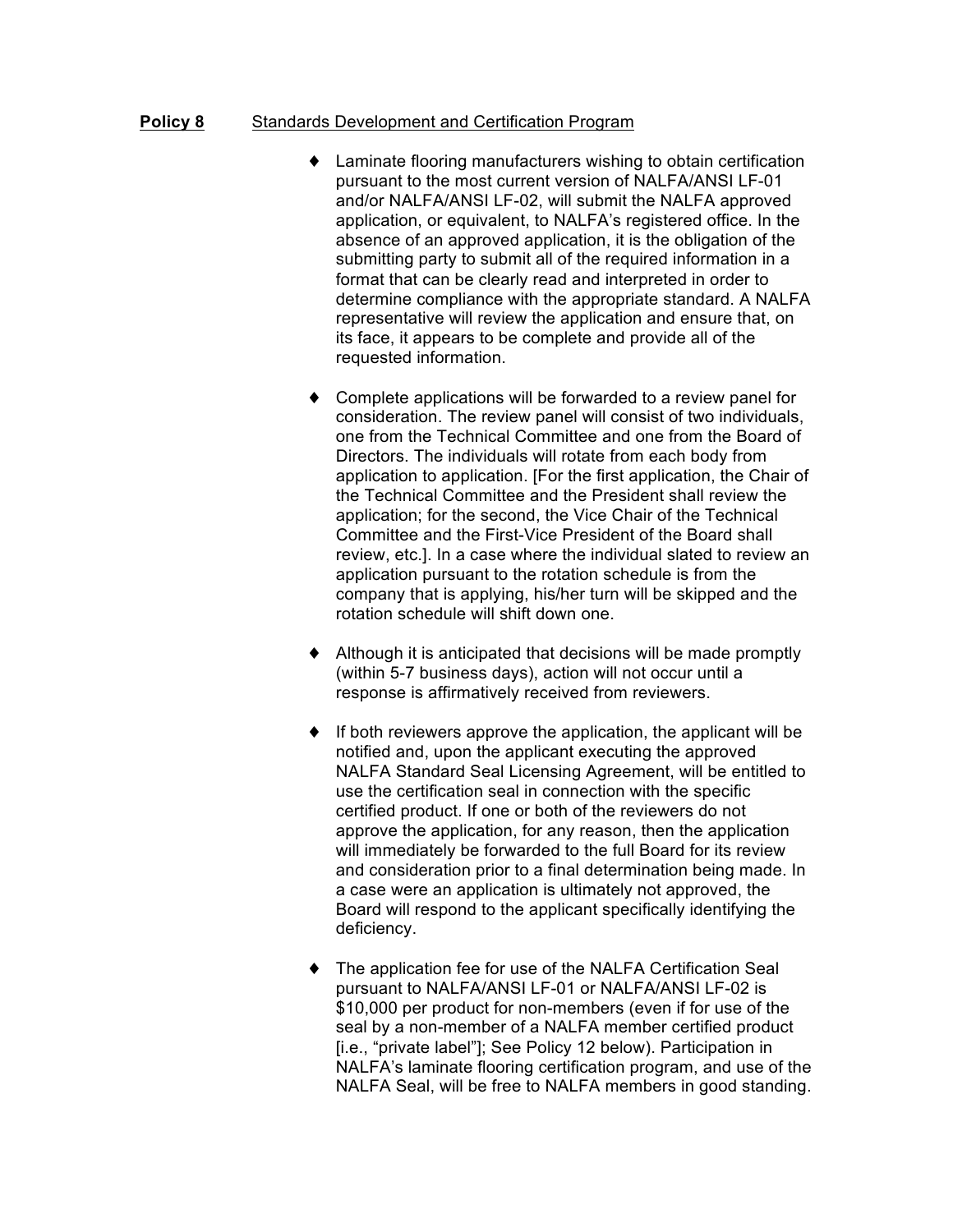**Policy 8** Standards Development and Certification Program

- Laminate flooring manufacturers wishing to obtain certification pursuant to the most current version of NALFA/ANSI LF-01 and/or NALFA/ANSI LF-02, will submit the NALFA approved application, or equivalent, to NALFA's registered office. In the absence of an approved application, it is the obligation of the submitting party to submit all of the required information in a format that can be clearly read and interpreted in order to determine compliance with the appropriate standard. A NALFA representative will review the application and ensure that, on its face, it appears to be complete and provide all of the requested information.

- Complete applications will be forwarded to a review panel for consideration. The review panel will consist of two individuals, one from the Technical Committee and one from the Board of Directors. The individuals will rotate from each body from application to application. [For the first application, the Chair of the Technical Committee and the President shall review the application; for the second, the Vice Chair of the Technical Committee and the First-Vice President of the Board shall review, etc.]. In a case where the individual slated to review an application pursuant to the rotation schedule is from the company that is applying, his/her turn will be skipped and the rotation schedule will shift down one.

- Although it is anticipated that decisions will be made promptly (within 5-7 business days), action will not occur until a response is affirmatively received from reviewers.

- If both reviewers approve the application, the applicant will be notified and, upon the applicant executing the approved NALFA Standard Seal Licensing Agreement, will be entitled to use the certification seal in connection with the specific certified product. If one or both of the reviewers do not approve the application, for any reason, then the application will immediately be forwarded to the full Board for its review and consideration prior to a final determination being made. In a case were an application is ultimately not approved, the Board will respond to the applicant specifically identifying the deficiency.

- The application fee for use of the NALFA Certification Seal pursuant to NALFA/ANSI LF-01 or NALFA/ANSI LF-02 is $10,000 per product for non-members (even if for use of the seal by a non-member of a NALFA member certified product [i.e., "private label"]; See Policy 12 below). Participation in NALFA's laminate flooring certification program, and use of the NALFA Seal, will be free to NALFA members in good standing.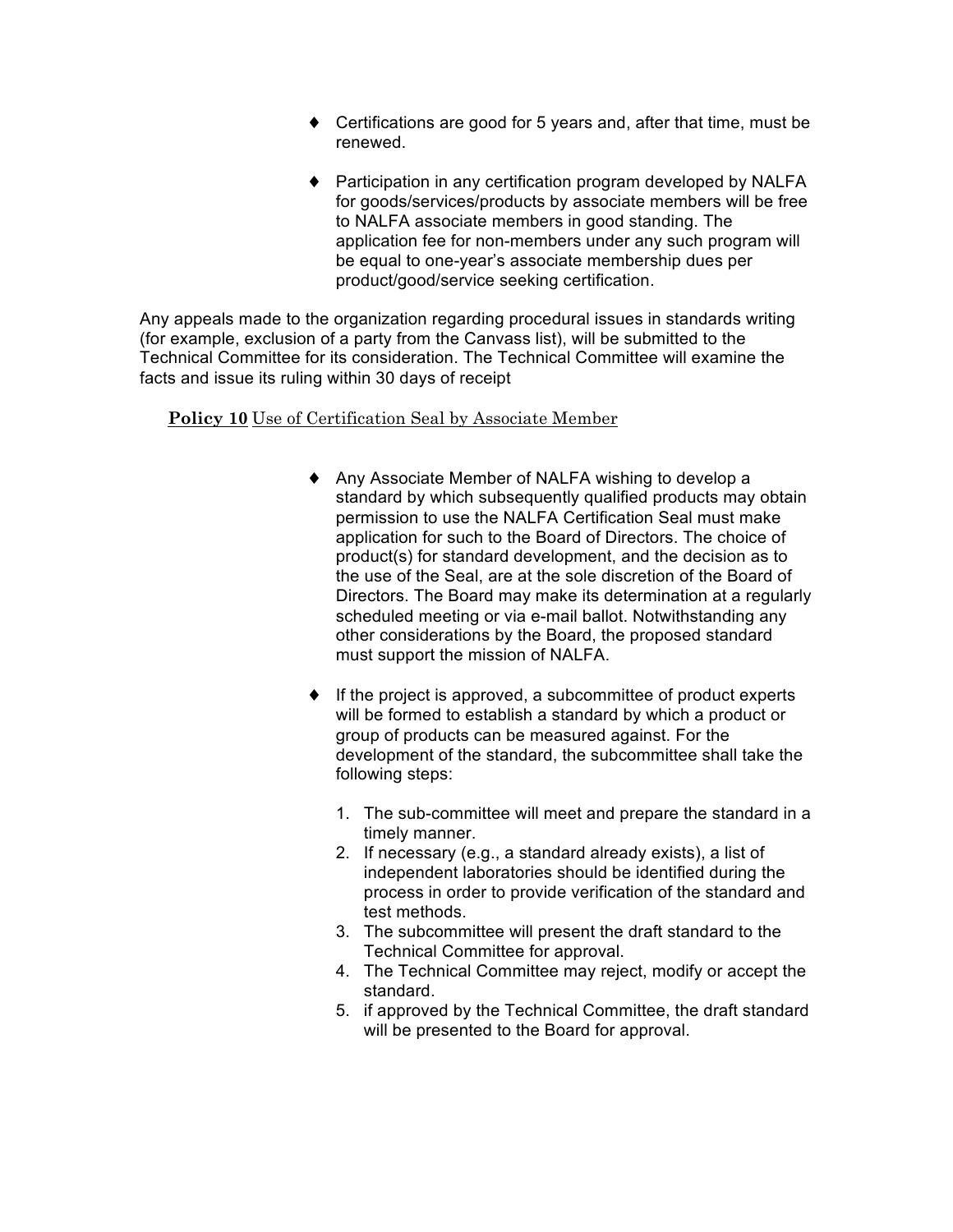- Certifications are good for 5 years and, after that time, must be renewed.
- Participation in any certification program developed by NALFA for goods/services/products by associate members will be free to NALFA associate members in good standing. The application fee for non-members under any such program will be equal to one-year's associate membership dues per product/good/service seeking certification.

Any appeals made to the organization regarding procedural issues in standards writing (for example, exclusion of a party from the Canvass list), will be submitted to the Technical Committee for its consideration. The Technical Committee will examine the facts and issue its ruling within 30 days of receipt

**Policy 10** Use of Certification Seal by Associate Member

- Any Associate Member of NALFA wishing to develop a standard by which subsequently qualified products may obtain permission to use the NALFA Certification Seal must make application for such to the Board of Directors. The choice of product(s) for standard development, and the decision as to the use of the Seal, are at the sole discretion of the Board of Directors. The Board may make its determination at a regularly scheduled meeting or via e-mail ballot. Notwithstanding any other considerations by the Board, the proposed standard must support the mission of NALFA.
- If the project is approved, a subcommittee of product experts will be formed to establish a standard by which a product or group of products can be measured against. For the development of the standard, the subcommittee shall take the following steps:

  1. The sub-committee will meet and prepare the standard in a timely manner.
  2. If necessary (e.g., a standard already exists), a list of independent laboratories should be identified during the process in order to provide verification of the standard and test methods.
  3. The subcommittee will present the draft standard to the Technical Committee for approval.
  4. The Technical Committee may reject, modify or accept the standard.
  5. if approved by the Technical Committee, the draft standard will be presented to the Board for approval.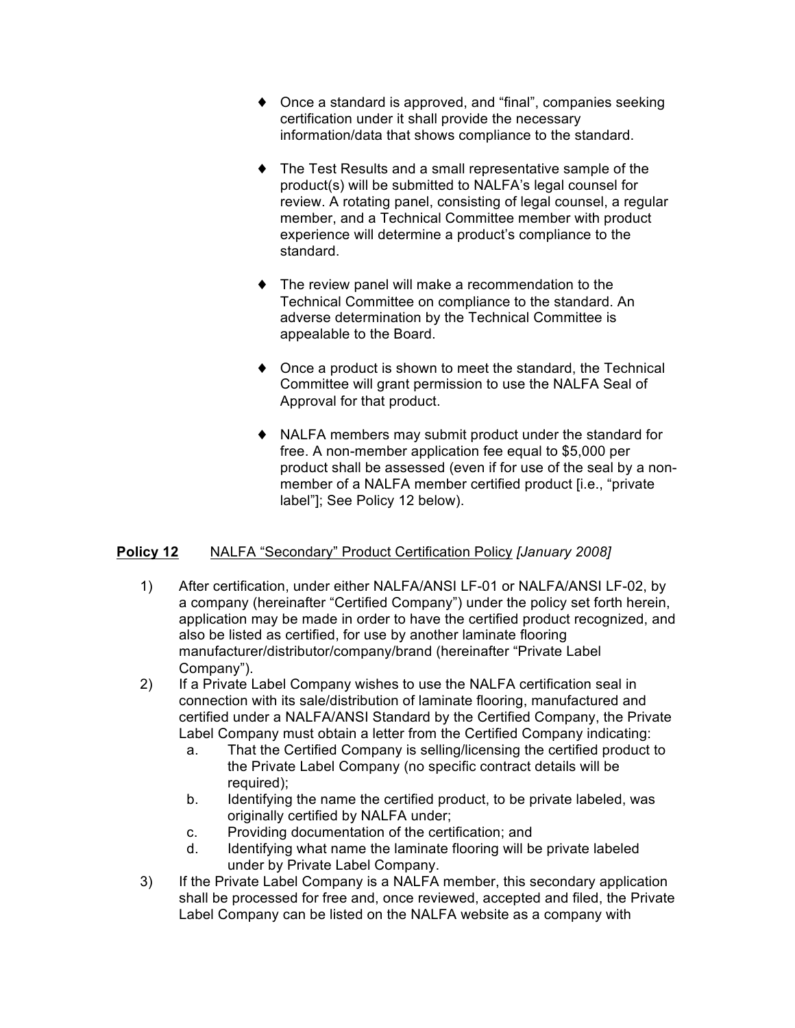- Once a standard is approved, and “final”, companies seeking certification under it shall provide the necessary information/data that shows compliance to the standard.

- The Test Results and a small representative sample of the product(s) will be submitted to NALFA’s legal counsel for review. A rotating panel, consisting of legal counsel, a regular member, and a Technical Committee member with product experience will determine a product’s compliance to the standard.

- The review panel will make a recommendation to the Technical Committee on compliance to the standard. An adverse determination by the Technical Committee is appealable to the Board.

- Once a product is shown to meet the standard, the Technical Committee will grant permission to use the NALFA Seal of Approval for that product.

- NALFA members may submit product under the standard for free. A non-member application fee equal to $5,000 per product shall be assessed (even if for use of the seal by a non-member of a NALFA member certified product [i.e., “private label”]; See Policy 12 below).

**Policy 12** NALFA “Secondary” Product Certification Policy *[January 2008]*

1) After certification, under either NALFA/ANSI LF-01 or NALFA/ANSI LF-02, by a company (hereinafter “Certified Company”) under the policy set forth herein, application may be made in order to have the certified product recognized, and also be listed as certified, for use by another laminate flooring manufacturer/distributor/company/brand (hereinafter “Private Label Company”).
2) If a Private Label Company wishes to use the NALFA certification seal in connection with its sale/distribution of laminate flooring, manufactured and certified under a NALFA/ANSI Standard by the Certified Company, the Private Label Company must obtain a letter from the Certified Company indicating:
    a. That the Certified Company is selling/licensing the certified product to the Private Label Company (no specific contract details will be required);
    b. Identifying the name the certified product, to be private labeled, was originally certified by NALFA under;
    c. Providing documentation of the certification; and
    d. Identifying what name the laminate flooring will be private labeled under by Private Label Company.
3) If the Private Label Company is a NALFA member, this secondary application shall be processed for free and, once reviewed, accepted and filed, the Private Label Company can be listed on the NALFA website as a company with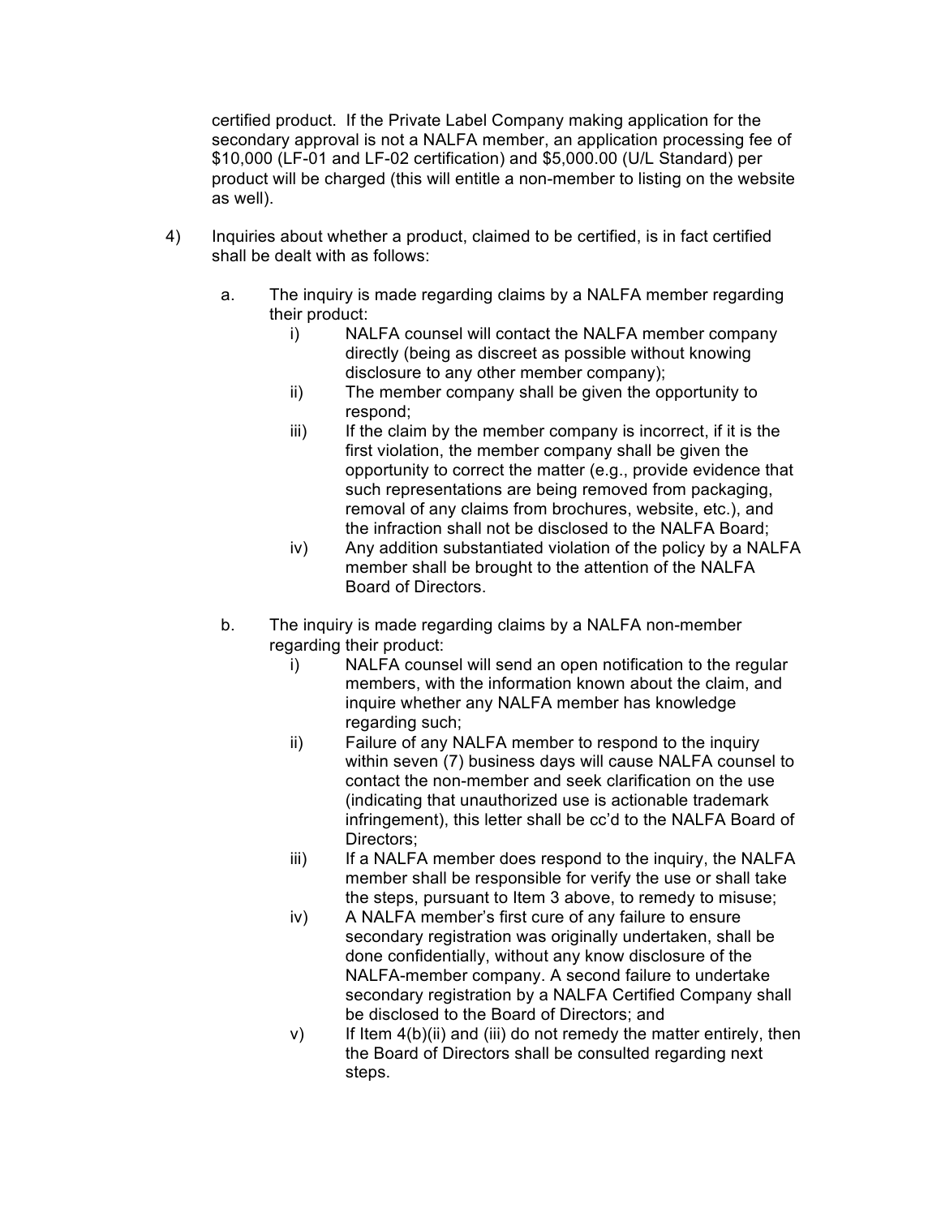certified product. If the Private Label Company making application for the secondary approval is not a NALFA member, an application processing fee of $10,000 (LF-01 and LF-02 certification) and $5,000.00 (U/L Standard) per product will be charged (this will entitle a non-member to listing on the website as well).

4) Inquiries about whether a product, claimed to be certified, is in fact certified shall be dealt with as follows:

   a. The inquiry is made regarding claims by a NALFA member regarding their product:
      i) NALFA counsel will contact the NALFA member company directly (being as discreet as possible without knowing disclosure to any other member company);
      ii) The member company shall be given the opportunity to respond;
      iii) If the claim by the member company is incorrect, if it is the first violation, the member company shall be given the opportunity to correct the matter (e.g., provide evidence that such representations are being removed from packaging, removal of any claims from brochures, website, etc.), and the infraction shall not be disclosed to the NALFA Board;
      iv) Any addition substantiated violation of the policy by a NALFA member shall be brought to the attention of the NALFA Board of Directors.

   b. The inquiry is made regarding claims by a NALFA non-member regarding their product:
      i) NALFA counsel will send an open notification to the regular members, with the information known about the claim, and inquire whether any NALFA member has knowledge regarding such;
      ii) Failure of any NALFA member to respond to the inquiry within seven (7) business days will cause NALFA counsel to contact the non-member and seek clarification on the use (indicating that unauthorized use is actionable trademark infringement), this letter shall be cc'd to the NALFA Board of Directors;
      iii) If a NALFA member does respond to the inquiry, the NALFA member shall be responsible for verify the use or shall take the steps, pursuant to Item 3 above, to remedy to misuse;
      iv) A NALFA member's first cure of any failure to ensure secondary registration was originally undertaken, shall be done confidentially, without any know disclosure of the NALFA-member company. A second failure to undertake secondary registration by a NALFA Certified Company shall be disclosed to the Board of Directors; and
      v) If Item 4(b)(ii) and (iii) do not remedy the matter entirely, then the Board of Directors shall be consulted regarding next steps.